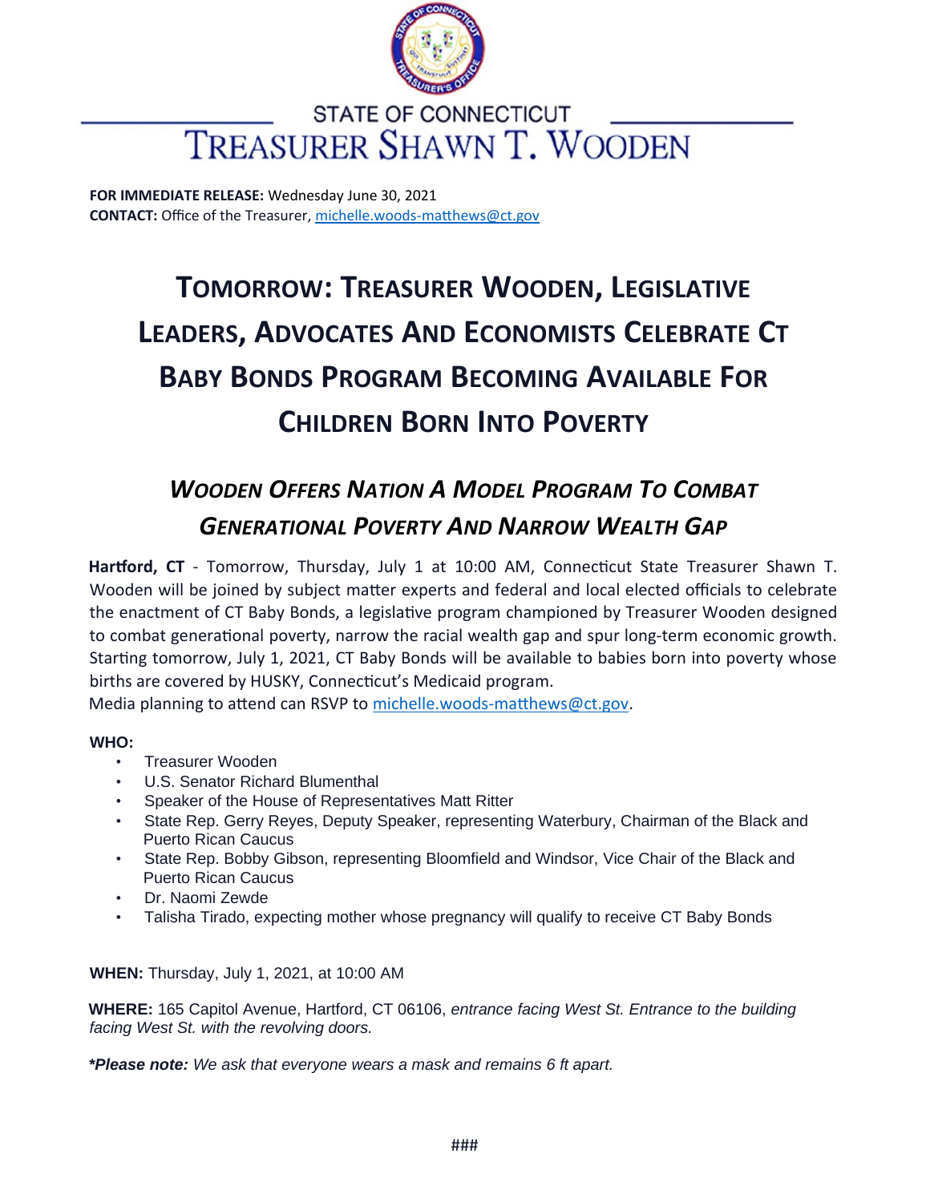STATE OF CONNECTICUT

TREASURER SHAWN T. WOODEN

**FOR IMMEDIATE RELEASE:** Wednesday June 30, 2021
**CONTACT:** Office of the Treasurer, michelle.woods-matthews@ct.gov

# TOMORROW: TREASURER WOODEN, LEGISLATIVE LEADERS, ADVOCATES AND ECONOMISTS CELEBRATE CT BABY BONDS PROGRAM BECOMING AVAILABLE FOR CHILDREN BORN INTO POVERTY

## *WOODEN OFFERS NATION A MODEL PROGRAM TO COMBAT GENERATIONAL POVERTY AND NARROW WEALTH GAP*

**Hartford, CT** - Tomorrow, Thursday, July 1 at 10:00 AM, Connecticut State Treasurer Shawn T. Wooden will be joined by subject matter experts and federal and local elected officials to celebrate the enactment of CT Baby Bonds, a legislative program championed by Treasurer Wooden designed to combat generational poverty, narrow the racial wealth gap and spur long-term economic growth. Starting tomorrow, July 1, 2021, CT Baby Bonds will be available to babies born into poverty whose births are covered by HUSKY, Connecticut's Medicaid program.
Media planning to attend can RSVP to michelle.woods-matthews@ct.gov.

**WHO:**

- Treasurer Wooden
- U.S. Senator Richard Blumenthal
- Speaker of the House of Representatives Matt Ritter
- State Rep. Gerry Reyes, Deputy Speaker, representing Waterbury, Chairman of the Black and Puerto Rican Caucus
- State Rep. Bobby Gibson, representing Bloomfield and Windsor, Vice Chair of the Black and Puerto Rican Caucus
- Dr. Naomi Zewde
- Talisha Tirado, expecting mother whose pregnancy will qualify to receive CT Baby Bonds

**WHEN:** Thursday, July 1, 2021, at 10:00 AM

**WHERE:** 165 Capitol Avenue, Hartford, CT 06106, *entrance facing West St. Entrance to the building facing West St. with the revolving doors.*

***Please note:** We ask that everyone wears a mask and remains 6 ft apart.*

###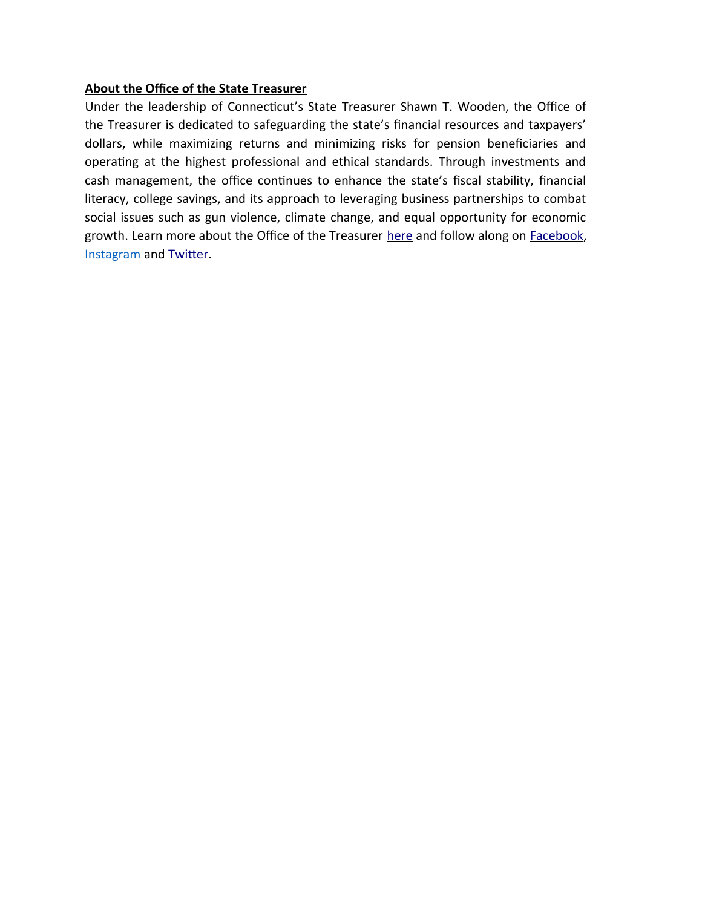**About the Office of the State Treasurer**

Under the leadership of Connecticut's State Treasurer Shawn T. Wooden, the Office of the Treasurer is dedicated to safeguarding the state's financial resources and taxpayers' dollars, while maximizing returns and minimizing risks for pension beneficiaries and operating at the highest professional and ethical standards. Through investments and cash management, the office continues to enhance the state's fiscal stability, financial literacy, college savings, and its approach to leveraging business partnerships to combat social issues such as gun violence, climate change, and equal opportunity for economic growth. Learn more about the Office of the Treasurer here and follow along on Facebook, Instagram and Twitter.